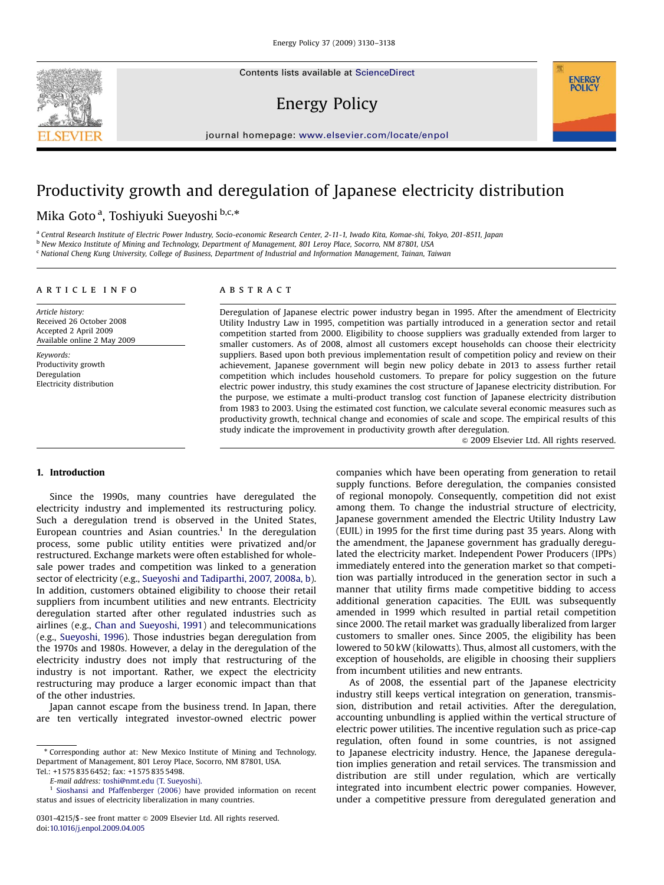# Productivity growth and deregulation of Japanese electricity distribution

Mika Goto [a], Toshiyuki Sueyoshi [b,c,*]

[a] Central Research Institute of Electric Power Industry, Socio-economic Research Center, 2-11-1, Iwado Kita, Komae-shi, Tokyo, 201-8511, Japan
[b] New Mexico Institute of Mining and Technology, Department of Management, 801 Leroy Place, Socorro, NM 87801, USA
[c] National Cheng Kung University, College of Business, Department of Industrial and Information Management, Tainan, Taiwan

## ARTICLE INFO

*Article history:*
Received 26 October 2008
Accepted 2 April 2009
Available online 2 May 2009

*Keywords:*
Productivity growth
Deregulation
Electricity distribution

## ABSTRACT

Deregulation of Japanese electric power industry began in 1995. After the amendment of Electricity Utility Industry Law in 1995, competition was partially introduced in a generation sector and retail competition started from 2000. Eligibility to choose suppliers was gradually extended from larger to smaller customers. As of 2008, almost all customers except households can choose their electricity suppliers. Based upon both previous implementation result of competition policy and review on their achievement, Japanese government will begin new policy debate in 2013 to assess further retail competition which includes household customers. To prepare for policy suggestion on the future electric power industry, this study examines the cost structure of Japanese electricity distribution. For the purpose, we estimate a multi-product translog cost function of Japanese electricity distribution from 1983 to 2003. Using the estimated cost function, we calculate several economic measures such as productivity growth, technical change and economies of scale and scope. The empirical results of this study indicate the improvement in productivity growth after deregulation.

© 2009 Elsevier Ltd. All rights reserved.

## 1. Introduction

Since the 1990s, many countries have deregulated the electricity industry and implemented its restructuring policy. Such a deregulation trend is observed in the United States, European countries and Asian countries.[1] In the deregulation process, some public utility entities were privatized and/or restructured. Exchange markets were often established for wholesale power trades and competition was linked to a generation sector of electricity (e.g., Sueyoshi and Tadiparthi, 2007, 2008a, b). In addition, customers obtained eligibility to choose their retail suppliers from incumbent utilities and new entrants. Electricity deregulation started after other regulated industries such as airlines (e.g., Chan and Sueyoshi, 1991) and telecommunications (e.g., Sueyoshi, 1996). Those industries began deregulation from the 1970s and 1980s. However, a delay in the deregulation of the electricity industry does not imply that restructuring of the industry is not important. Rather, we expect the electricity restructuring may produce a larger economic impact than that of the other industries.

Japan cannot escape from the business trend. In Japan, there are ten vertically integrated investor-owned electric power companies which have been operating from generation to retail supply functions. Before deregulation, the companies consisted of regional monopoly. Consequently, competition did not exist among them. To change the industrial structure of electricity, Japanese government amended the Electric Utility Industry Law (EUIL) in 1995 for the first time during past 35 years. Along with the amendment, the Japanese government has gradually deregulated the electricity market. Independent Power Producers (IPPs) immediately entered into the generation market so that competition was partially introduced in the generation sector in such a manner that utility firms made competitive bidding to access additional generation capacities. The EUIL was subsequently amended in 1999 which resulted in partial retail competition since 2000. The retail market was gradually liberalized from larger customers to smaller ones. Since 2005, the eligibility has been lowered to 50 kW (kilowatts). Thus, almost all customers, with the exception of households, are eligible in choosing their suppliers from incumbent utilities and new entrants.

As of 2008, the essential part of the Japanese electricity industry still keeps vertical integration on generation, transmission, distribution and retail activities. After the deregulation, accounting unbundling is applied within the vertical structure of electric power utilities. The incentive regulation such as price-cap regulation, often found in some countries, is not assigned to Japanese electricity industry. Hence, the Japanese deregulation implies generation and retail services. The transmission and distribution are still under regulation, which are vertically integrated into incumbent electric power companies. However, under a competitive pressure from deregulated generation and

---

* Corresponding author at: New Mexico Institute of Mining and Technology, Department of Management, 801 Leroy Place, Socorro, NM 87801, USA. Tel.: +1 575 835 6452; fax: +1 575 835 5498.
E-mail address: toshi@nmt.edu (T. Sueyoshi).

[1] Sioshansi and Pfaffenberger (2006) have provided information on recent status and issues of electricity liberalization in many countries.

0301-4215/$ - see front matter © 2009 Elsevier Ltd. All rights reserved.
doi:10.1016/j.enpol.2009.04.005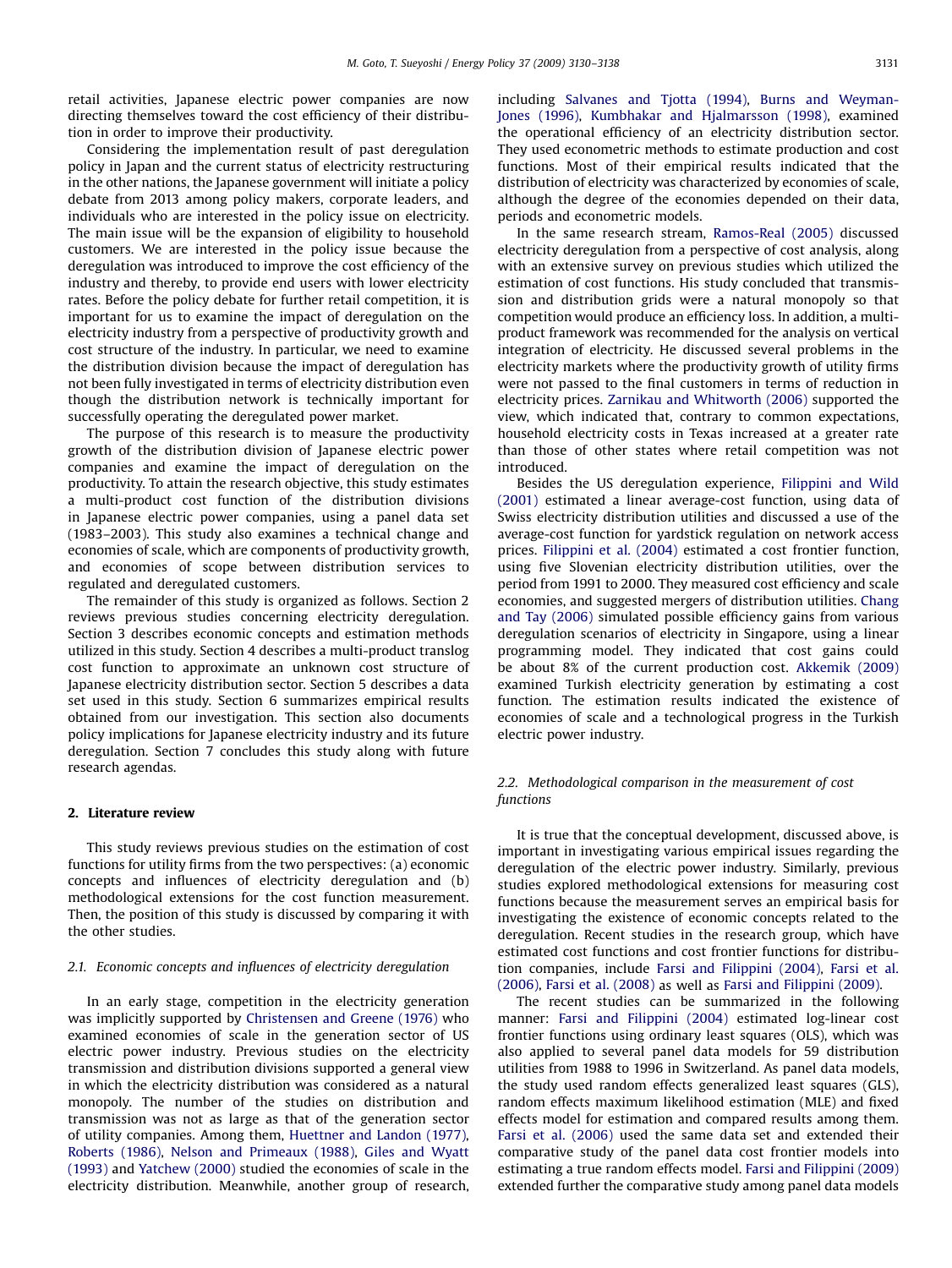retail activities, Japanese electric power companies are now directing themselves toward the cost efficiency of their distribution in order to improve their productivity.

Considering the implementation result of past deregulation policy in Japan and the current status of electricity restructuring in the other nations, the Japanese government will initiate a policy debate from 2013 among policy makers, corporate leaders, and individuals who are interested in the policy issue on electricity. The main issue will be the expansion of eligibility to household customers. We are interested in the policy issue because the deregulation was introduced to improve the cost efficiency of the industry and thereby, to provide end users with lower electricity rates. Before the policy debate for further retail competition, it is important for us to examine the impact of deregulation on the electricity industry from a perspective of productivity growth and cost structure of the industry. In particular, we need to examine the distribution division because the impact of deregulation has not been fully investigated in terms of electricity distribution even though the distribution network is technically important for successfully operating the deregulated power market.

The purpose of this research is to measure the productivity growth of the distribution division of Japanese electric power companies and examine the impact of deregulation on the productivity. To attain the research objective, this study estimates a multi-product cost function of the distribution divisions in Japanese electric power companies, using a panel data set (1983–2003). This study also examines a technical change and economies of scale, which are components of productivity growth, and economies of scope between distribution services to regulated and deregulated customers.

The remainder of this study is organized as follows. Section 2 reviews previous studies concerning electricity deregulation. Section 3 describes economic concepts and estimation methods utilized in this study. Section 4 describes a multi-product translog cost function to approximate an unknown cost structure of Japanese electricity distribution sector. Section 5 describes a data set used in this study. Section 6 summarizes empirical results obtained from our investigation. This section also documents policy implications for Japanese electricity industry and its future deregulation. Section 7 concludes this study along with future research agendas.

## 2. Literature review

This study reviews previous studies on the estimation of cost functions for utility firms from the two perspectives: (a) economic concepts and influences of electricity deregulation and (b) methodological extensions for the cost function measurement. Then, the position of this study is discussed by comparing it with the other studies.

### 2.1. Economic concepts and influences of electricity deregulation

In an early stage, competition in the electricity generation was implicitly supported by Christensen and Greene (1976) who examined economies of scale in the generation sector of US electric power industry. Previous studies on the electricity transmission and distribution divisions supported a general view in which the electricity distribution was considered as a natural monopoly. The number of the studies on distribution and transmission was not as large as that of the generation sector of utility companies. Among them, Huettner and Landon (1977), Roberts (1986), Nelson and Primeaux (1988), Giles and Wyatt (1993) and Yatchew (2000) studied the economies of scale in the electricity distribution. Meanwhile, another group of research, including Salvanes and Tjotta (1994), Burns and Weyman-Jones (1996), Kumbhakar and Hjalmarsson (1998), examined the operational efficiency of an electricity distribution sector. They used econometric methods to estimate production and cost functions. Most of their empirical results indicated that the distribution of electricity was characterized by economies of scale, although the degree of the economies depended on their data, periods and econometric models.

In the same research stream, Ramos-Real (2005) discussed electricity deregulation from a perspective of cost analysis, along with an extensive survey on previous studies which utilized the estimation of cost functions. His study concluded that transmission and distribution grids were a natural monopoly so that competition would produce an efficiency loss. In addition, a multi-product framework was recommended for the analysis on vertical integration of electricity. He discussed several problems in the electricity markets where the productivity growth of utility firms were not passed to the final customers in terms of reduction in electricity prices. Zarnikau and Whitworth (2006) supported the view, which indicated that, contrary to common expectations, household electricity costs in Texas increased at a greater rate than those of other states where retail competition was not introduced.

Besides the US deregulation experience, Filippini and Wild (2001) estimated a linear average-cost function, using data of Swiss electricity distribution utilities and discussed a use of the average-cost function for yardstick regulation on network access prices. Filippini et al. (2004) estimated a cost frontier function, using five Slovenian electricity distribution utilities, over the period from 1991 to 2000. They measured cost efficiency and scale economies, and suggested mergers of distribution utilities. Chang and Tay (2006) simulated possible efficiency gains from various deregulation scenarios of electricity in Singapore, using a linear programming model. They indicated that cost gains could be about 8% of the current production cost. Akkemik (2009) examined Turkish electricity generation by estimating a cost function. The estimation results indicated the existence of economies of scale and a technological progress in the Turkish electric power industry.

### 2.2. Methodological comparison in the measurement of cost functions

It is true that the conceptual development, discussed above, is important in investigating various empirical issues regarding the deregulation of the electric power industry. Similarly, previous studies explored methodological extensions for measuring cost functions because the measurement serves an empirical basis for investigating the existence of economic concepts related to the deregulation. Recent studies in the research group, which have estimated cost functions and cost frontier functions for distribution companies, include Farsi and Filippini (2004), Farsi et al. (2006), Farsi et al. (2008) as well as Farsi and Filippini (2009).

The recent studies can be summarized in the following manner: Farsi and Filippini (2004) estimated log-linear cost frontier functions using ordinary least squares (OLS), which was also applied to several panel data models for 59 distribution utilities from 1988 to 1996 in Switzerland. As panel data models, the study used random effects generalized least squares (GLS), random effects maximum likelihood estimation (MLE) and fixed effects model for estimation and compared results among them. Farsi et al. (2006) used the same data set and extended their comparative study of the panel data cost frontier models into estimating a true random effects model. Farsi and Filippini (2009) extended further the comparative study among panel data models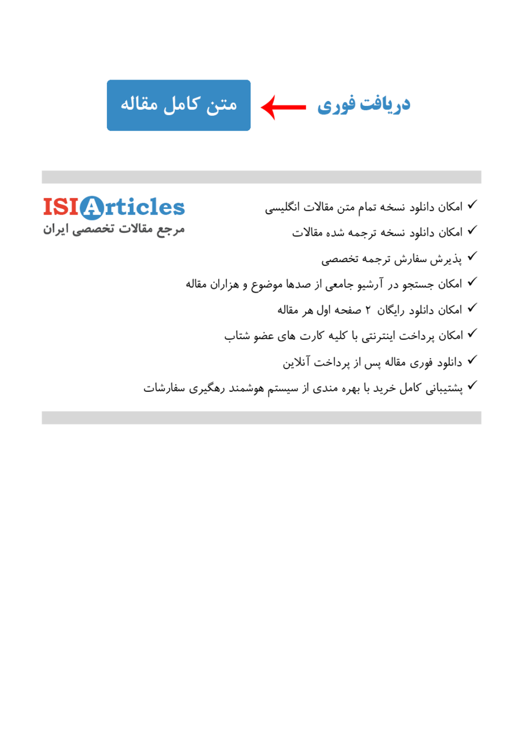دریافت فوری ← متن کامل مقاله

**ISIArticles**
مرجع مقالات تخصصی ایران

- ✓ امکان دانلود نسخه تمام متن مقالات انگلیسی
- ✓ امکان دانلود نسخه ترجمه شده مقالات
- ✓ پذیرش سفارش ترجمه تخصصی
- ✓ امکان جستجو در آرشیو جامعی از صدها موضوع و هزاران مقاله
- ✓ امکان دانلود رایگان ۲ صفحه اول هر مقاله
- ✓ امکان پرداخت اینترنتی با کلیه کارت های عضو شتاب
- ✓ دانلود فوری مقاله پس از پرداخت آنلاین
- ✓ پشتیبانی کامل خرید با بهره مندی از سیستم هوشمند رهگیری سفارشات